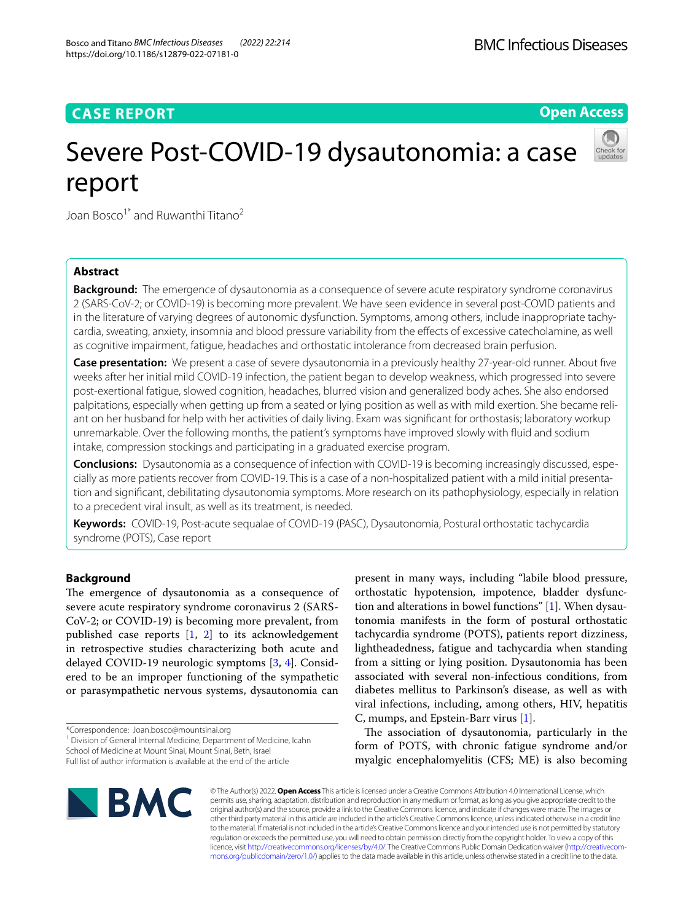# CASE REPORT

**Open Access**

# Severe Post-COVID-19 dysautonomia: a case report

Joan Bosco[1*] and Ruwanthi Titano[2]

## Abstract

**Background:** The emergence of dysautonomia as a consequence of severe acute respiratory syndrome coronavirus 2 (SARS-CoV-2; or COVID-19) is becoming more prevalent. We have seen evidence in several post-COVID patients and in the literature of varying degrees of autonomic dysfunction. Symptoms, among others, include inappropriate tachycardia, sweating, anxiety, insomnia and blood pressure variability from the effects of excessive catecholamine, as well as cognitive impairment, fatigue, headaches and orthostatic intolerance from decreased brain perfusion.

**Case presentation:** We present a case of severe dysautonomia in a previously healthy 27-year-old runner. About five weeks after her initial mild COVID-19 infection, the patient began to develop weakness, which progressed into severe post-exertional fatigue, slowed cognition, headaches, blurred vision and generalized body aches. She also endorsed palpitations, especially when getting up from a seated or lying position as well as with mild exertion. She became reliant on her husband for help with her activities of daily living. Exam was significant for orthostasis; laboratory workup unremarkable. Over the following months, the patient's symptoms have improved slowly with fluid and sodium intake, compression stockings and participating in a graduated exercise program.

**Conclusions:** Dysautonomia as a consequence of infection with COVID-19 is becoming increasingly discussed, especially as more patients recover from COVID-19. This is a case of a non-hospitalized patient with a mild initial presentation and significant, debilitating dysautonomia symptoms. More research on its pathophysiology, especially in relation to a precedent viral insult, as well as its treatment, is needed.

**Keywords:** COVID-19, Post-acute sequalae of COVID-19 (PASC), Dysautonomia, Postural orthostatic tachycardia syndrome (POTS), Case report

## Background

The emergence of dysautonomia as a consequence of severe acute respiratory syndrome coronavirus 2 (SARS-CoV-2; or COVID-19) is becoming more prevalent, from published case reports [1, 2] to its acknowledgement in retrospective studies characterizing both acute and delayed COVID-19 neurologic symptoms [3, 4]. Considered to be an improper functioning of the sympathetic or parasympathetic nervous systems, dysautonomia can present in many ways, including "labile blood pressure, orthostatic hypotension, impotence, bladder dysfunction and alterations in bowel functions" [1]. When dysautonomia manifests in the form of postural orthostatic tachycardia syndrome (POTS), patients report dizziness, lightheadedness, fatigue and tachycardia when standing from a sitting or lying position. Dysautonomia has been associated with several non-infectious conditions, from diabetes mellitus to Parkinson's disease, as well as with viral infections, including, among others, HIV, hepatitis C, mumps, and Epstein-Barr virus [1].

The association of dysautonomia, particularly in the form of POTS, with chronic fatigue syndrome and/or myalgic encephalomyelitis (CFS; ME) is also becoming

*Correspondence: Joan.bosco@mountsinai.org

[1] Division of General Internal Medicine, Department of Medicine, Icahn School of Medicine at Mount Sinai, Mount Sinai, Beth, Israel

Full list of author information is available at the end of the article

© The Author(s) 2022. **Open Access** This article is licensed under a Creative Commons Attribution 4.0 International License, which permits use, sharing, adaptation, distribution and reproduction in any medium or format, as long as you give appropriate credit to the original author(s) and the source, provide a link to the Creative Commons licence, and indicate if changes were made. The images or other third party material in this article are included in the article's Creative Commons licence, unless indicated otherwise in a credit line to the material. If material is not included in the article's Creative Commons licence and your intended use is not permitted by statutory regulation or exceeds the permitted use, you will need to obtain permission directly from the copyright holder. To view a copy of this licence, visit http://creativecommons.org/licenses/by/4.0/. The Creative Commons Public Domain Dedication waiver (http://creativecommons.org/publicdomain/zero/1.0/) applies to the data made available in this article, unless otherwise stated in a credit line to the data.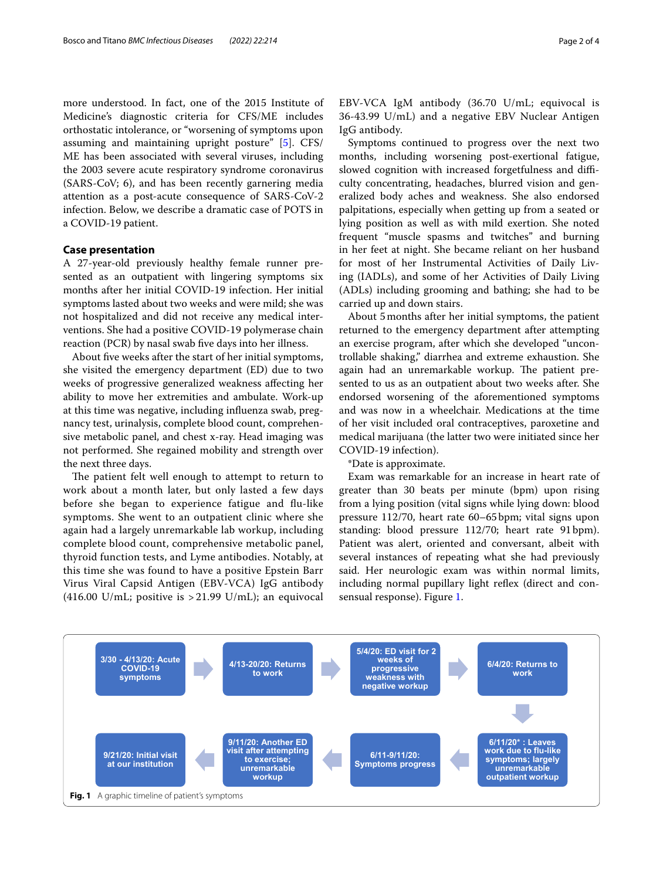more understood. In fact, one of the 2015 Institute of Medicine's diagnostic criteria for CFS/ME includes orthostatic intolerance, or "worsening of symptoms upon assuming and maintaining upright posture" [5]. CFS/ME has been associated with several viruses, including the 2003 severe acute respiratory syndrome coronavirus (SARS-CoV; 6), and has been recently garnering media attention as a post-acute consequence of SARS-CoV-2 infection. Below, we describe a dramatic case of POTS in a COVID-19 patient.

## Case presentation

A 27-year-old previously healthy female runner presented as an outpatient with lingering symptoms six months after her initial COVID-19 infection. Her initial symptoms lasted about two weeks and were mild; she was not hospitalized and did not receive any medical interventions. She had a positive COVID-19 polymerase chain reaction (PCR) by nasal swab five days into her illness.

About five weeks after the start of her initial symptoms, she visited the emergency department (ED) due to two weeks of progressive generalized weakness affecting her ability to move her extremities and ambulate. Work-up at this time was negative, including influenza swab, pregnancy test, urinalysis, complete blood count, comprehensive metabolic panel, and chest x-ray. Head imaging was not performed. She regained mobility and strength over the next three days.

The patient felt well enough to attempt to return to work about a month later, but only lasted a few days before she began to experience fatigue and flu-like symptoms. She went to an outpatient clinic where she again had a largely unremarkable lab workup, including complete blood count, comprehensive metabolic panel, thyroid function tests, and Lyme antibodies. Notably, at this time she was found to have a positive Epstein Barr Virus Viral Capsid Antigen (EBV-VCA) IgG antibody (416.00 U/mL; positive is >21.99 U/mL); an equivocal EBV-VCA IgM antibody (36.70 U/mL; equivocal is 36-43.99 U/mL) and a negative EBV Nuclear Antigen IgG antibody.

Symptoms continued to progress over the next two months, including worsening post-exertional fatigue, slowed cognition with increased forgetfulness and difficulty concentrating, headaches, blurred vision and generalized body aches and weakness. She also endorsed palpitations, especially when getting up from a seated or lying position as well as with mild exertion. She noted frequent "muscle spasms and twitches" and burning in her feet at night. She became reliant on her husband for most of her Instrumental Activities of Daily Living (IADLs), and some of her Activities of Daily Living (ADLs) including grooming and bathing; she had to be carried up and down stairs.

About 5 months after her initial symptoms, the patient returned to the emergency department after attempting an exercise program, after which she developed "uncontrollable shaking," diarrhea and extreme exhaustion. She again had an unremarkable workup. The patient presented to us as an outpatient about two weeks after. She endorsed worsening of the aforementioned symptoms and was now in a wheelchair. Medications at the time of her visit included oral contraceptives, paroxetine and medical marijuana (the latter two were initiated since her COVID-19 infection).

*Date is approximate.

Exam was remarkable for an increase in heart rate of greater than 30 beats per minute (bpm) upon rising from a lying position (vital signs while lying down: blood pressure 112/70, heart rate 60–65 bpm; vital signs upon standing: blood pressure 112/70; heart rate 91 bpm). Patient was alert, oriented and conversant, albeit with several instances of repeating what she had previously said. Her neurologic exam was within normal limits, including normal pupillary light reflex (direct and consensual response). Figure 1.

3/30 - 4/13/20: Acute COVID-19 symptoms → 4/13-20/20: Returns to work → 5/4/20: ED visit for 2 weeks of progressive weakness with negative workup → 6/4/20: Returns to work → 6/11/20*: Leaves work due to flu-like symptoms; largely unremarkable outpatient workup → 6/11-9/11/20: Symptoms progress → 9/11/20: Another ED visit after attempting to exercise; unremarkable workup → 9/21/20: Initial visit at our institution

**Fig. 1** A graphic timeline of patient's symptoms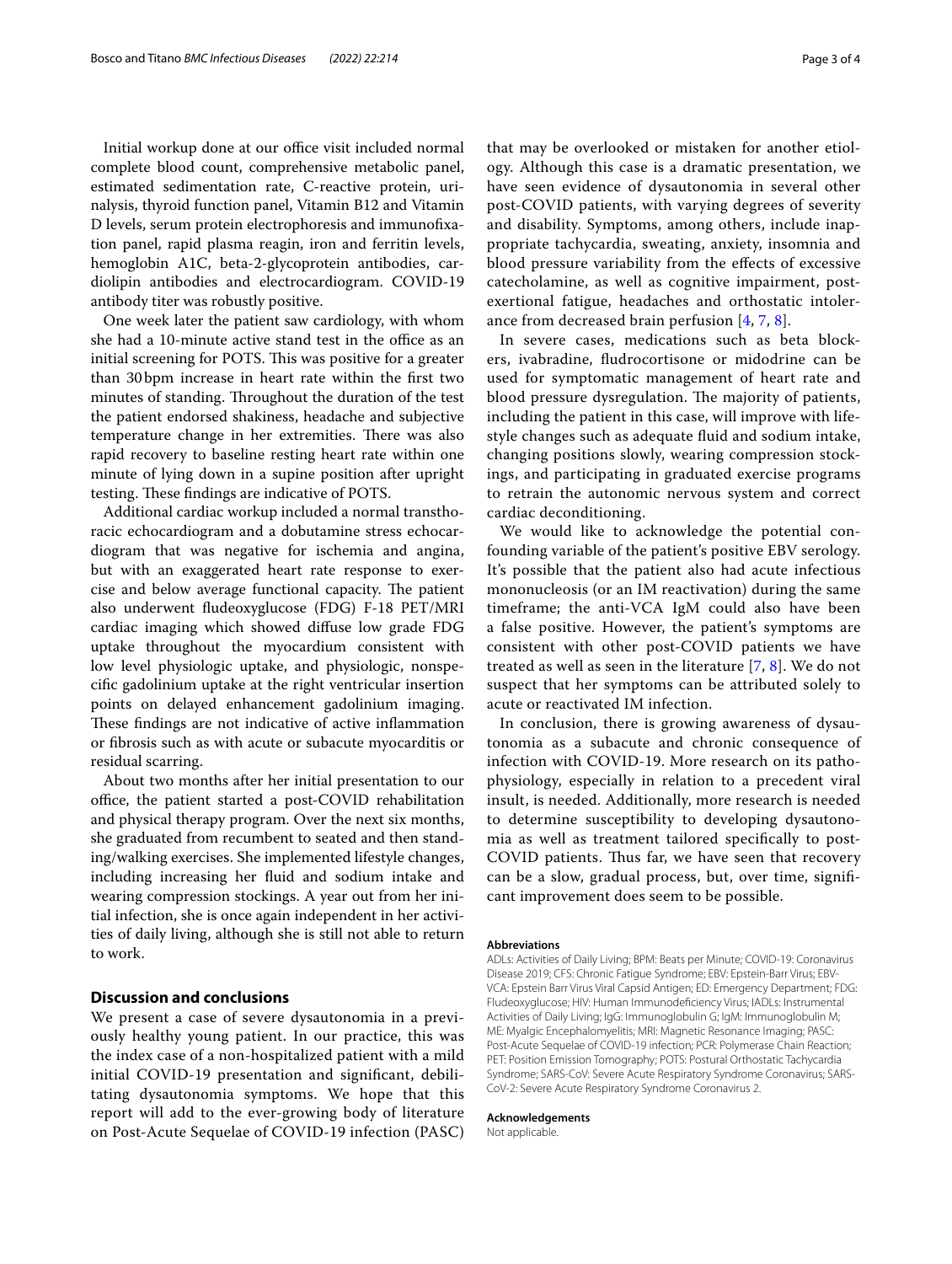Initial workup done at our office visit included normal complete blood count, comprehensive metabolic panel, estimated sedimentation rate, C-reactive protein, urinalysis, thyroid function panel, Vitamin B12 and Vitamin D levels, serum protein electrophoresis and immunofixation panel, rapid plasma reagin, iron and ferritin levels, hemoglobin A1C, beta-2-glycoprotein antibodies, cardiolipin antibodies and electrocardiogram. COVID-19 antibody titer was robustly positive.

One week later the patient saw cardiology, with whom she had a 10-minute active stand test in the office as an initial screening for POTS. This was positive for a greater than 30 bpm increase in heart rate within the first two minutes of standing. Throughout the duration of the test the patient endorsed shakiness, headache and subjective temperature change in her extremities. There was also rapid recovery to baseline resting heart rate within one minute of lying down in a supine position after upright testing. These findings are indicative of POTS.

Additional cardiac workup included a normal transthoracic echocardiogram and a dobutamine stress echocardiogram that was negative for ischemia and angina, but with an exaggerated heart rate response to exercise and below average functional capacity. The patient also underwent fludeoxyglucose (FDG) F-18 PET/MRI cardiac imaging which showed diffuse low grade FDG uptake throughout the myocardium consistent with low level physiologic uptake, and physiologic, nonspecific gadolinium uptake at the right ventricular insertion points on delayed enhancement gadolinium imaging. These findings are not indicative of active inflammation or fibrosis such as with acute or subacute myocarditis or residual scarring.

About two months after her initial presentation to our office, the patient started a post-COVID rehabilitation and physical therapy program. Over the next six months, she graduated from recumbent to seated and then standing/walking exercises. She implemented lifestyle changes, including increasing her fluid and sodium intake and wearing compression stockings. A year out from her initial infection, she is once again independent in her activities of daily living, although she is still not able to return to work.

## Discussion and conclusions

We present a case of severe dysautonomia in a previously healthy young patient. In our practice, this was the index case of a non-hospitalized patient with a mild initial COVID-19 presentation and significant, debilitating dysautonomia symptoms. We hope that this report will add to the ever-growing body of literature on Post-Acute Sequelae of COVID-19 infection (PASC) that may be overlooked or mistaken for another etiology. Although this case is a dramatic presentation, we have seen evidence of dysautonomia in several other post-COVID patients, with varying degrees of severity and disability. Symptoms, among others, include inappropriate tachycardia, sweating, anxiety, insomnia and blood pressure variability from the effects of excessive catecholamine, as well as cognitive impairment, post-exertional fatigue, headaches and orthostatic intolerance from decreased brain perfusion [4, 7, 8].

In severe cases, medications such as beta blockers, ivabradine, fludrocortisone or midodrine can be used for symptomatic management of heart rate and blood pressure dysregulation. The majority of patients, including the patient in this case, will improve with lifestyle changes such as adequate fluid and sodium intake, changing positions slowly, wearing compression stockings, and participating in graduated exercise programs to retrain the autonomic nervous system and correct cardiac deconditioning.

We would like to acknowledge the potential confounding variable of the patient's positive EBV serology. It's possible that the patient also had acute infectious mononucleosis (or an IM reactivation) during the same timeframe; the anti-VCA IgM could also have been a false positive. However, the patient's symptoms are consistent with other post-COVID patients we have treated as well as seen in the literature [7, 8]. We do not suspect that her symptoms can be attributed solely to acute or reactivated IM infection.

In conclusion, there is growing awareness of dysautonomia as a subacute and chronic consequence of infection with COVID-19. More research on its pathophysiology, especially in relation to a precedent viral insult, is needed. Additionally, more research is needed to determine susceptibility to developing dysautonomia as well as treatment tailored specifically to post-COVID patients. Thus far, we have seen that recovery can be a slow, gradual process, but, over time, significant improvement does seem to be possible.

#### Abbreviations

ADLs: Activities of Daily Living; BPM: Beats per Minute; COVID-19: Coronavirus Disease 2019; CFS: Chronic Fatigue Syndrome; EBV: Epstein-Barr Virus; EBV-VCA: Epstein Barr Virus Viral Capsid Antigen; ED: Emergency Department; FDG: Fludeoxyglucose; HIV: Human Immunodeficiency Virus; IADLs: Instrumental Activities of Daily Living; IgG: Immunoglobulin G; IgM: Immunoglobulin M; ME: Myalgic Encephalomyelitis; MRI: Magnetic Resonance Imaging; PASC: Post-Acute Sequelae of COVID-19 infection; PCR: Polymerase Chain Reaction; PET: Position Emission Tomography; POTS: Postural Orthostatic Tachycardia Syndrome; SARS-CoV: Severe Acute Respiratory Syndrome Coronavirus; SARS-CoV-2: Severe Acute Respiratory Syndrome Coronavirus 2.

#### Acknowledgements

Not applicable.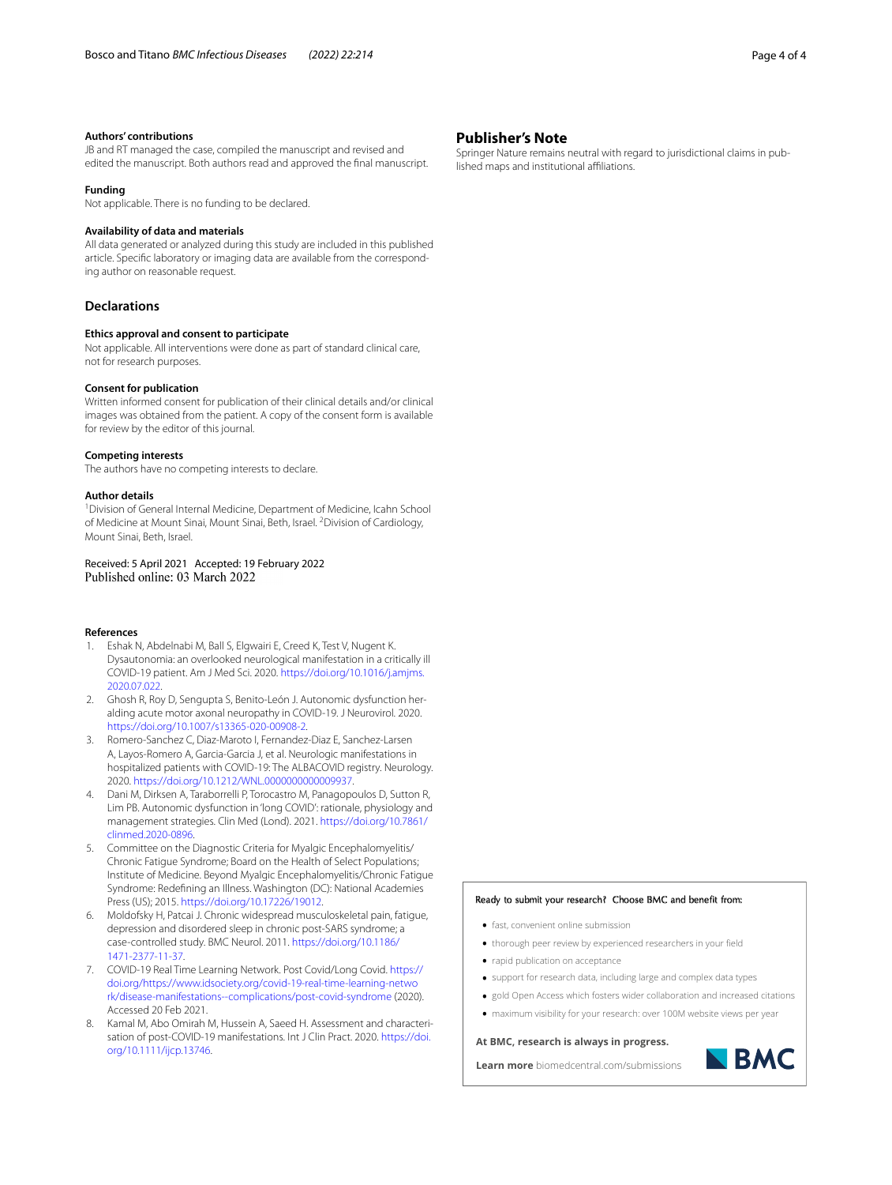### Authors' contributions

JB and RT managed the case, compiled the manuscript and revised and edited the manuscript. Both authors read and approved the final manuscript.

### Funding

Not applicable. There is no funding to be declared.

### Availability of data and materials

All data generated or analyzed during this study are included in this published article. Specific laboratory or imaging data are available from the corresponding author on reasonable request.

## Declarations

### Ethics approval and consent to participate

Not applicable. All interventions were done as part of standard clinical care, not for research purposes.

### Consent for publication

Written informed consent for publication of their clinical details and/or clinical images was obtained from the patient. A copy of the consent form is available for review by the editor of this journal.

### Competing interests

The authors have no competing interests to declare.

### Author details

[1]Division of General Internal Medicine, Department of Medicine, Icahn School of Medicine at Mount Sinai, Mount Sinai, Beth, Israel. [2]Division of Cardiology, Mount Sinai, Beth, Israel.

Received: 5 April 2021 Accepted: 19 February 2022
Published online: 03 March 2022

### References

1. Eshak N, Abdelnabi M, Ball S, Elgwairi E, Creed K, Test V, Nugent K. Dysautonomia: an overlooked neurological manifestation in a critically ill COVID-19 patient. Am J Med Sci. 2020. https://doi.org/10.1016/j.amjms.2020.07.022.
2. Ghosh R, Roy D, Sengupta S, Benito-León J. Autonomic dysfunction heralding acute motor axonal neuropathy in COVID-19. J Neurovirol. 2020. https://doi.org/10.1007/s13365-020-00908-2.
3. Romero-Sanchez C, Diaz-Maroto I, Fernandez-Diaz E, Sanchez-Larsen A, Layos-Romero A, Garcia-Garcia J, et al. Neurologic manifestations in hospitalized patients with COVID-19: The ALBACOVID registry. Neurology. 2020. https://doi.org/10.1212/WNL.0000000000009937.
4. Dani M, Dirksen A, Taraborrelli P, Torocastro M, Panagopoulos D, Sutton R, Lim PB. Autonomic dysfunction in 'long COVID': rationale, physiology and management strategies. Clin Med (Lond). 2021. https://doi.org/10.7861/clinmed.2020-0896.
5. Committee on the Diagnostic Criteria for Myalgic Encephalomyelitis/Chronic Fatigue Syndrome; Board on the Health of Select Populations; Institute of Medicine. Beyond Myalgic Encephalomyelitis/Chronic Fatigue Syndrome: Redefining an Illness. Washington (DC): National Academies Press (US); 2015. https://doi.org/10.17226/19012.
6. Moldofsky H, Patcai J. Chronic widespread musculoskeletal pain, fatigue, depression and disordered sleep in chronic post-SARS syndrome; a case-controlled study. BMC Neurol. 2011. https://doi.org/10.1186/1471-2377-11-37.
7. COVID-19 Real Time Learning Network. Post Covid/Long Covid. https://doi.org/https://www.idsociety.org/covid-19-real-time-learning-network/disease-manifestations--complications/post-covid-syndrome (2020). Accessed 20 Feb 2021.
8. Kamal M, Abo Omirah M, Hussein A, Saeed H. Assessment and characterisation of post-COVID-19 manifestations. Int J Clin Pract. 2020. https://doi.org/10.1111/ijcp.13746.

## Publisher's Note

Springer Nature remains neutral with regard to jurisdictional claims in published maps and institutional affiliations.

Ready to submit your research? Choose BMC and benefit from:

- fast, convenient online submission
- thorough peer review by experienced researchers in your field
- rapid publication on acceptance
- support for research data, including large and complex data types
- gold Open Access which fosters wider collaboration and increased citations
- maximum visibility for your research: over 100M website views per year

**At BMC, research is always in progress.**

**Learn more** biomedcentral.com/submissions

BMC